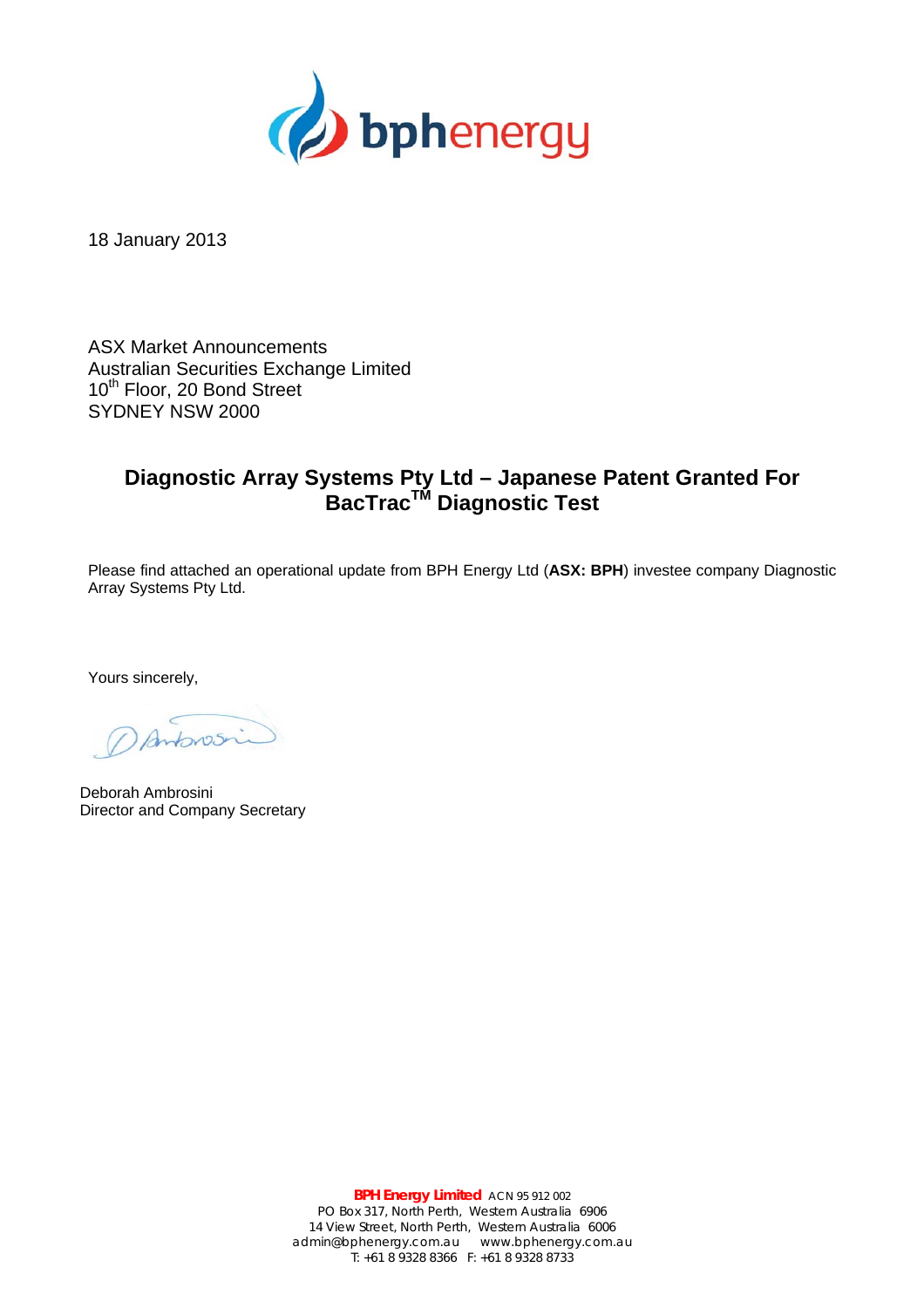18 January 2013

ASX Market Announcements
Australian Securities Exchange Limited
10th Floor, 20 Bond Street
SYDNEY NSW 2000

## Diagnostic Array Systems Pty Ltd – Japanese Patent Granted For BacTrac™ Diagnostic Test

Please find attached an operational update from BPH Energy Ltd (**ASX: BPH**) investee company Diagnostic Array Systems Pty Ltd.

Yours sincerely,

Deborah Ambrosini
Director and Company Secretary

**BPH Energy Limited** ACN 95 912 002
PO Box 317, North Perth, Western Australia 6906
14 View Street, North Perth, Western Australia 6006
admin@bphenergy.com.au www.bphenergy.com.au
T: +61 8 9328 8366 F: +61 8 9328 8733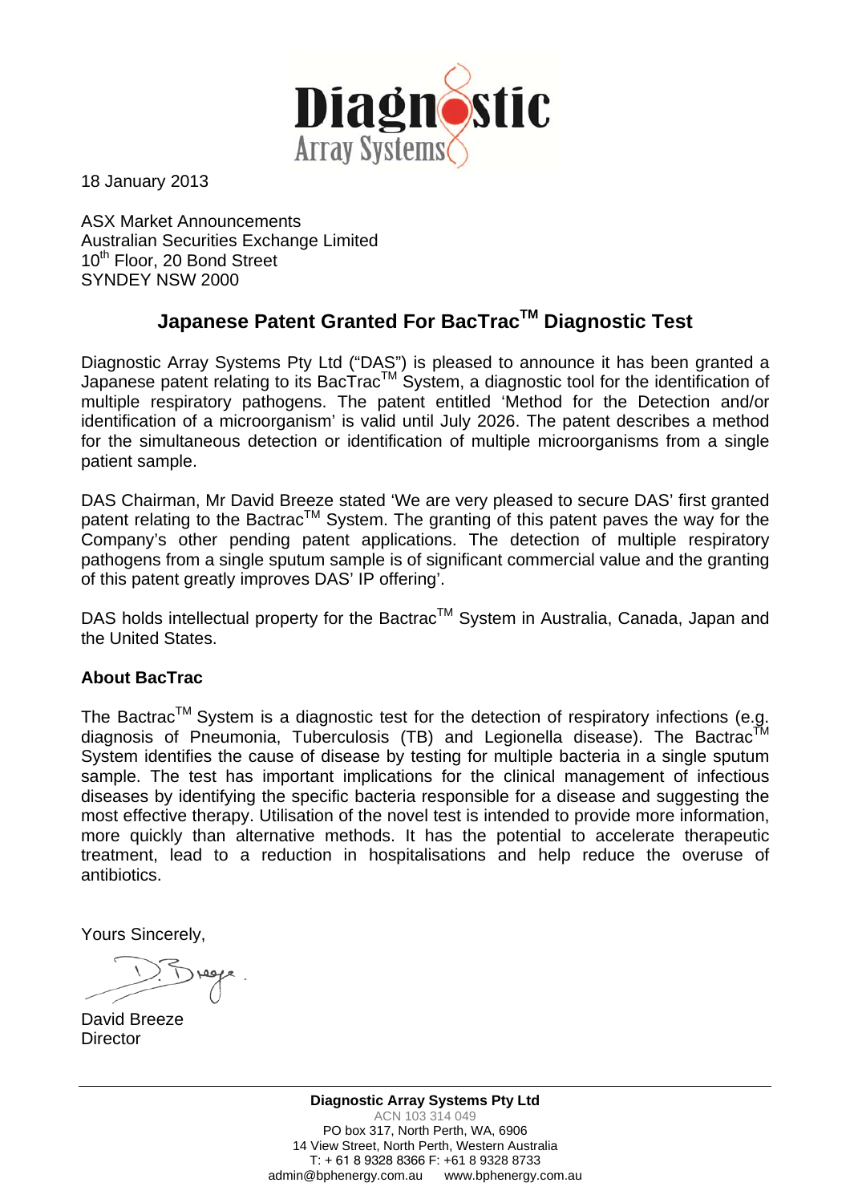18 January 2013

ASX Market Announcements
Australian Securities Exchange Limited
10th Floor, 20 Bond Street
SYNDEY NSW 2000

## Japanese Patent Granted For BacTrac™ Diagnostic Test

Diagnostic Array Systems Pty Ltd ("DAS") is pleased to announce it has been granted a Japanese patent relating to its BacTrac™ System, a diagnostic tool for the identification of multiple respiratory pathogens. The patent entitled 'Method for the Detection and/or identification of a microorganism' is valid until July 2026. The patent describes a method for the simultaneous detection or identification of multiple microorganisms from a single patient sample.

DAS Chairman, Mr David Breeze stated 'We are very pleased to secure DAS' first granted patent relating to the Bactrac™ System. The granting of this patent paves the way for the Company's other pending patent applications. The detection of multiple respiratory pathogens from a single sputum sample is of significant commercial value and the granting of this patent greatly improves DAS' IP offering'.

DAS holds intellectual property for the Bactrac™ System in Australia, Canada, Japan and the United States.

**About BacTrac**

The Bactrac™ System is a diagnostic test for the detection of respiratory infections (e.g. diagnosis of Pneumonia, Tuberculosis (TB) and Legionella disease). The Bactrac™ System identifies the cause of disease by testing for multiple bacteria in a single sputum sample. The test has important implications for the clinical management of infectious diseases by identifying the specific bacteria responsible for a disease and suggesting the most effective therapy. Utilisation of the novel test is intended to provide more information, more quickly than alternative methods. It has the potential to accelerate therapeutic treatment, lead to a reduction in hospitalisations and help reduce the overuse of antibiotics.

Yours Sincerely,

David Breeze
Director

**Diagnostic Array Systems Pty Ltd**
ACN 103 314 049
PO box 317, North Perth, WA, 6906
14 View Street, North Perth, Western Australia
T: + 61 8 9328 8366 F: +61 8 9328 8733
admin@bphenergy.com.au www.bphenergy.com.au